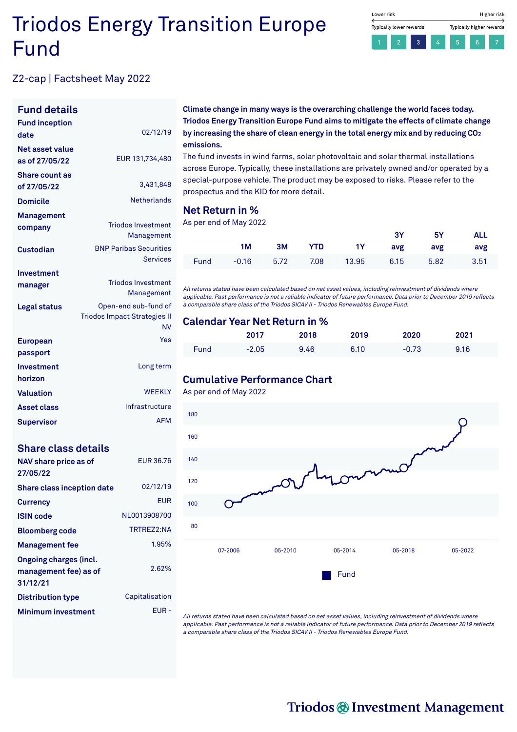# Triodos Energy Transition Europe Fund

Lower risk — Higher risk

Typically lower rewards — Typically higher rewards

1 2 **3** 4 5 6 7

Z2-cap | Factsheet May 2022

## Fund details

| | |
|---|---|
| **Fund inception date** | 02/12/19 |
| **Net asset value as of 27/05/22** | EUR 131,734,480 |
| **Share count as of 27/05/22** | 3,431,848 |
| **Domicile** | Netherlands |
| **Management company** | Triodos Investment Management |
| **Custodian** | BNP Paribas Securities Services |
| **Investment manager** | Triodos Investment Management |
| **Legal status** | Open-end sub-fund of Triodos Impact Strategies II NV |
| **European passport** | Yes |
| **Investment horizon** | Long term |
| **Valuation** | WEEKLY |
| **Asset class** | Infrastructure |
| **Supervisor** | AFM |

## Share class details

| | |
|---|---|
| **NAV share price as of 27/05/22** | EUR 36.76 |
| **Share class inception date** | 02/12/19 |
| **Currency** | EUR |
| **ISIN code** | NL0013908700 |
| **Bloomberg code** | TRTREZ2:NA |
| **Management fee** | 1.95% |
| **Ongoing charges (incl. management fee) as of 31/12/21** | 2.62% |
| **Distribution type** | Capitalisation |
| **Minimum investment** | EUR - |

**Climate change in many ways is the overarching challenge the world faces today. Triodos Energy Transition Europe Fund aims to mitigate the effects of climate change by increasing the share of clean energy in the total energy mix and by reducing $CO_2$ emissions.**

The fund invests in wind farms, solar photovoltaic and solar thermal installations across Europe. Typically, these installations are privately owned and/or operated by a special-purpose vehicle. The product may be exposed to risks. Please refer to the prospectus and the KID for more detail.

## Net Return in %

As per end of May 2022

| | 1M | 3M | YTD | 1Y | 3Y avg | 5Y avg | ALL avg |
|---|---|---|---|---|---|---|---|
| Fund | -0.16 | 5.72 | 7.08 | 13.95 | 6.15 | 5.82 | 3.51 |

*All returns stated have been calculated based on net asset values, including reinvestment of dividends where applicable. Past performance is not a reliable indicator of future performance. Data prior to December 2019 reflects a comparable share class of the Triodos SICAV II - Triodos Renewables Europe Fund.*

## Calendar Year Net Return in %

| | 2017 | 2018 | 2019 | 2020 | 2021 |
|---|---|---|---|---|---|
| Fund | -2.05 | 9.46 | 6.10 | -0.73 | 9.16 |

## Cumulative Performance Chart

As per end of May 2022

*All returns stated have been calculated based on net asset values, including reinvestment of dividends where applicable. Past performance is not a reliable indicator of future performance. Data prior to December 2019 reflects a comparable share class of the Triodos SICAV II - Triodos Renewables Europe Fund.*

Triodos Investment Management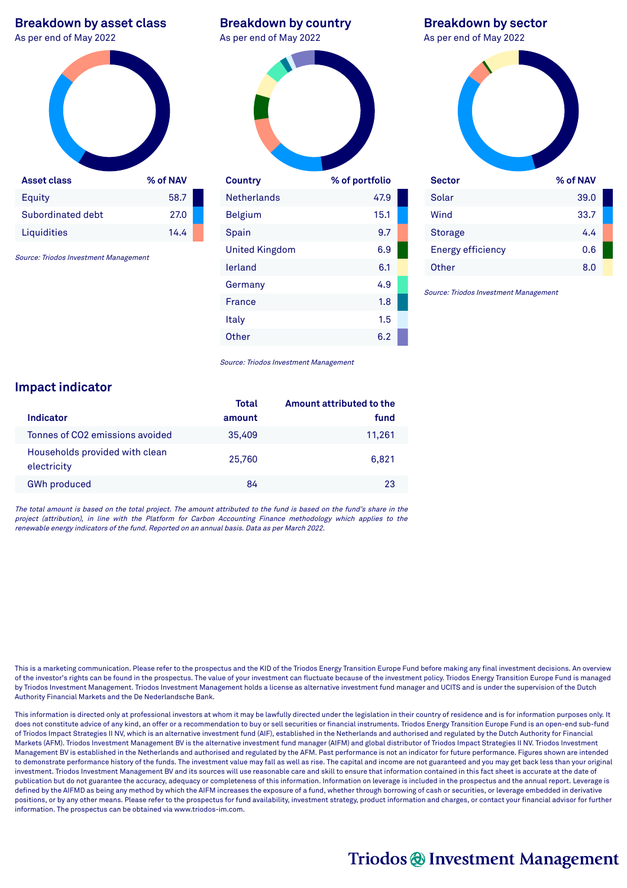## Breakdown by asset class

As per end of May 2022

| Asset class | % of NAV |
|---|---|
| Equity | 58.7 |
| Subordinated debt | 27.0 |
| Liquidities | 14.4 |

*Source: Triodos Investment Management*

## Breakdown by country

As per end of May 2022

| Country | % of portfolio |
|---|---|
| Netherlands | 47.9 |
| Belgium | 15.1 |
| Spain | 9.7 |
| United Kingdom | 6.9 |
| Ierland | 6.1 |
| Germany | 4.9 |
| France | 1.8 |
| Italy | 1.5 |
| Other | 6.2 |

*Source: Triodos Investment Management*

## Breakdown by sector

As per end of May 2022

| Sector | % of NAV |
|---|---|
| Solar | 39.0 |
| Wind | 33.7 |
| Storage | 4.4 |
| Energy efficiency | 0.6 |
| Other | 8.0 |

*Source: Triodos Investment Management*

## Impact indicator

| Indicator | Total amount | Amount attributed to the fund |
|---|---|---|
| Tonnes of CO2 emissions avoided | 35,409 | 11,261 |
| Households provided with clean electricity | 25,760 | 6,821 |
| GWh produced | 84 | 23 |

*The total amount is based on the total project. The amount attributed to the fund is based on the fund's share in the project (attribution), in line with the Platform for Carbon Accounting Finance methodology which applies to the renewable energy indicators of the fund. Reported on an annual basis. Data as per March 2022.*

This is a marketing communication. Please refer to the prospectus and the KID of the Triodos Energy Transition Europe Fund before making any final investment decisions. An overview of the investor's rights can be found in the prospectus. The value of your investment can fluctuate because of the investment policy. Triodos Energy Transition Europe Fund is managed by Triodos Investment Management. Triodos Investment Management holds a license as alternative investment fund manager and UCITS and is under the supervision of the Dutch Authority Financial Markets and the De Nederlandsche Bank.

This information is directed only at professional investors at whom it may be lawfully directed under the legislation in their country of residence and is for information purposes only. It does not constitute advice of any kind, an offer or a recommendation to buy or sell securities or financial instruments. Triodos Energy Transition Europe Fund is an open-end sub-fund of Triodos Impact Strategies II NV, which is an alternative investment fund (AIF), established in the Netherlands and authorised and regulated by the Dutch Authority for Financial Markets (AFM). Triodos Investment Management BV is the alternative investment fund manager (AIFM) and global distributor of Triodos Impact Strategies II NV. Triodos Investment Management BV is established in the Netherlands and authorised and regulated by the AFM. Past performance is not an indicator for future performance. Figures shown are intended to demonstrate performance history of the funds. The investment value may fall as well as rise. The capital and income are not guaranteed and you may get back less than your original investment. Triodos Investment Management BV and its sources will use reasonable care and skill to ensure that information contained in this fact sheet is accurate at the date of publication but do not guarantee the accuracy, adequacy or completeness of this information. Information on leverage is included in the prospectus and the annual report. Leverage is defined by the AIFMD as being any method by which the AIFM increases the exposure of a fund, whether through borrowing of cash or securities, or leverage embedded in derivative positions, or by any other means. Please refer to the prospectus for fund availability, investment strategy, product information and charges, or contact your financial advisor for further information. The prospectus can be obtained via www.triodos-im.com.

Triodos Investment Management